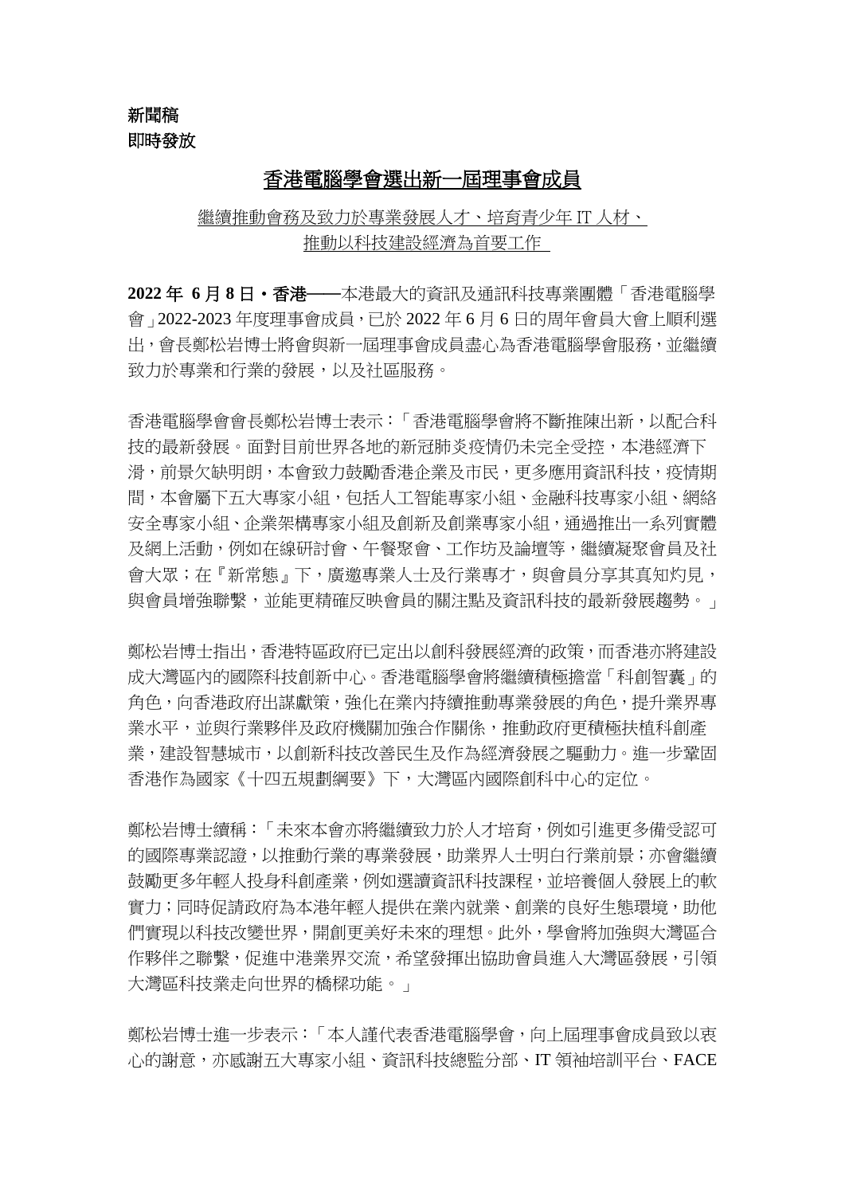**新聞稿**
**即時發放**

# 香港電腦學會選出新一屆理事會成員

繼續推動會務及致力於專業發展人才、培育青少年 IT 人材、推動以科技建設經濟為首要工作

**2022 年 6 月 8 日・香港——**本港最大的資訊及通訊科技專業團體「香港電腦學會」2022-2023 年度理事會成員，已於 2022 年 6 月 6 日的周年會員大會上順利選出，會長鄭松岩博士將會與新一屆理事會成員盡心為香港電腦學會服務，並繼續致力於專業和行業的發展，以及社區服務。

香港電腦學會會長鄭松岩博士表示：「香港電腦學會將不斷推陳出新，以配合科技的最新發展。面對目前世界各地的新冠肺炎疫情仍未完全受控，本港經濟下滑，前景欠缺明朗，本會致力鼓勵香港企業及市民，更多應用資訊科技，疫情期間，本會屬下五大專家小組，包括人工智能專家小組、金融科技專家小組、網絡安全專家小組、企業架構專家小組及創新及創業專家小組，通過推出一系列實體及網上活動，例如在線研討會、午餐聚會、工作坊及論壇等，繼續凝聚會員及社會大眾；在『新常態』下，廣邀專業人士及行業專才，與會員分享其真知灼見，與會員增強聯繫，並能更精確反映會員的關注點及資訊科技的最新發展趨勢。」

鄭松岩博士指出，香港特區政府已定出以創科發展經濟的政策，而香港亦將建設成大灣區內的國際科技創新中心。香港電腦學會將繼續積極擔當「科創智囊」的角色，向香港政府出謀獻策，強化在業內持續推動專業發展的角色，提升業界專業水平，並與行業夥伴及政府機關加強合作關係，推動政府更積極扶植科創產業，建設智慧城市，以創新科技改善民生及作為經濟發展之驅動力。進一步鞏固香港作為國家《十四五規劃綱要》下，大灣區內國際創科中心的定位。

鄭松岩博士續稱：「未來本會亦將繼續致力於人才培育，例如引進更多備受認可的國際專業認證，以推動行業的專業發展，助業界人士明白行業前景；亦會繼續鼓勵更多年輕人投身科創產業，例如選讀資訊科技課程，並培養個人發展上的軟實力；同時促請政府為本港年輕人提供在業內就業、創業的良好生態環境，助他們實現以科技改變世界，開創更美好未來的理想。此外，學會將加強與大灣區合作夥伴之聯繫，促進中港業界交流，希望發揮出協助會員進入大灣區發展，引領大灣區科技業走向世界的橋樑功能。」

鄭松岩博士進一步表示：「本人謹代表香港電腦學會，向上屆理事會成員致以衷心的謝意，亦感謝五大專家小組、資訊科技總監分部、IT 領袖培訓平台、FACE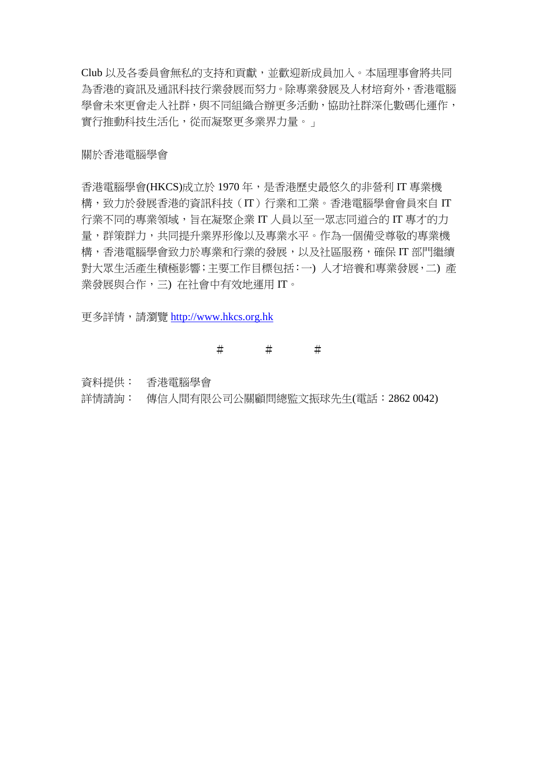Club 以及各委員會無私的支持和貢獻，並歡迎新成員加入。本屆理事會將共同為香港的資訊及通訊科技行業發展而努力。除專業發展及人材培育外，香港電腦學會未來更會走入社群，與不同組織合辦更多活動，協助社群深化數碼化運作，實行推動科技生活化，從而凝聚更多業界力量。」

關於香港電腦學會

香港電腦學會(HKCS)成立於 1970 年，是香港歷史最悠久的非營利 IT 專業機構，致力於發展香港的資訊科技（IT）行業和工業。香港電腦學會會員來自 IT 行業不同的專業領域，旨在凝聚企業 IT 人員以至一眾志同道合的 IT 專才的力量，群策群力，共同提升業界形像以及專業水平。作為一個備受尊敬的專業機構，香港電腦學會致力於專業和行業的發展，以及社區服務，確保 IT 部門繼續對大眾生活產生積極影響；主要工作目標包括：一) 人才培養和專業發展，二) 產業發展與合作，三) 在社會中有效地運用 IT。

更多詳情，請瀏覽 http://www.hkcs.org.hk

# # #

資料提供： 香港電腦學會

詳情請詢： 傳信人間有限公司公關顧問總監文振球先生(電話：2862 0042)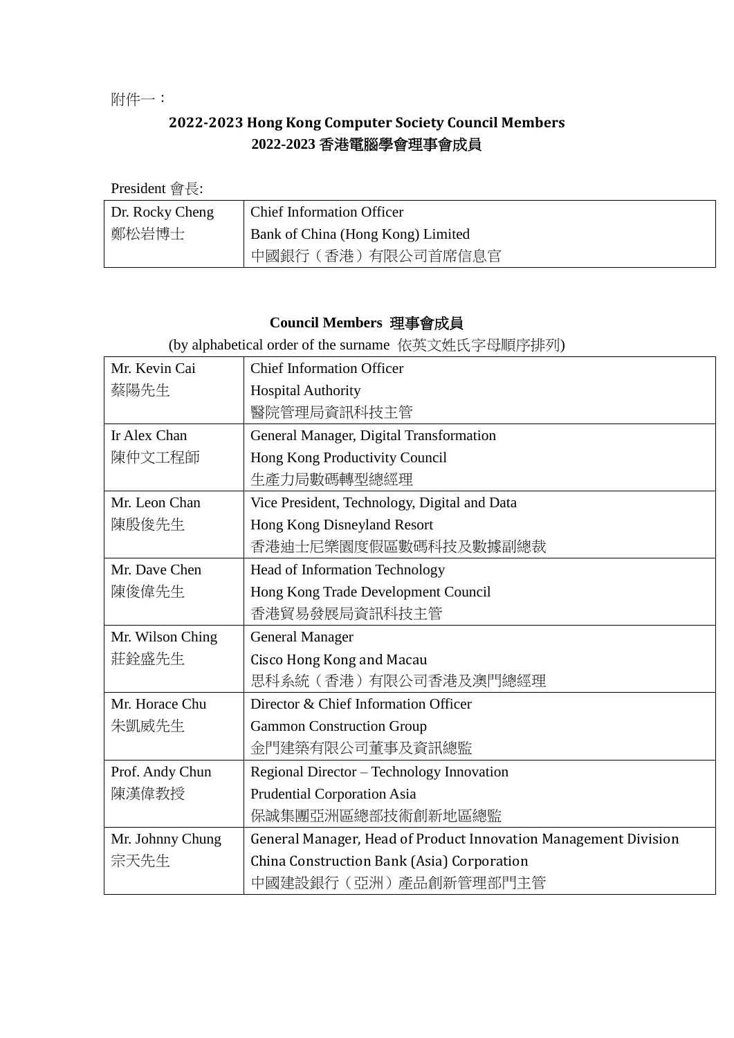附件一：

## 2022-2023 Hong Kong Computer Society Council Members
## 2022-2023 香港電腦學會理事會成員

President 會長:

| | |
|---|---|
| Dr. Rocky Cheng<br>鄭松岩博士 | Chief Information Officer<br>Bank of China (Hong Kong) Limited<br>中國銀行（香港）有限公司首席信息官 |

**Council Members 理事會成員**

(by alphabetical order of the surname 依英文姓氏字母順序排列)

| | |
|---|---|
| Mr. Kevin Cai<br>蔡陽先生 | Chief Information Officer<br>Hospital Authority<br>醫院管理局資訊科技主管 |
| Ir Alex Chan<br>陳仲文工程師 | General Manager, Digital Transformation<br>Hong Kong Productivity Council<br>生產力局數碼轉型總經理 |
| Mr. Leon Chan<br>陳殷俊先生 | Vice President, Technology, Digital and Data<br>Hong Kong Disneyland Resort<br>香港迪士尼樂園度假區數碼科技及數據副總裁 |
| Mr. Dave Chen<br>陳俊偉先生 | Head of Information Technology<br>Hong Kong Trade Development Council<br>香港貿易發展局資訊科技主管 |
| Mr. Wilson Ching<br>莊銓盛先生 | General Manager<br>Cisco Hong Kong and Macau<br>思科系統（香港）有限公司香港及澳門總經理 |
| Mr. Horace Chu<br>朱凱威先生 | Director & Chief Information Officer<br>Gammon Construction Group<br>金門建築有限公司董事及資訊總監 |
| Prof. Andy Chun<br>陳漢偉教授 | Regional Director – Technology Innovation<br>Prudential Corporation Asia<br>保誠集團亞洲區總部技術創新地區總監 |
| Mr. Johnny Chung<br>宗天先生 | General Manager, Head of Product Innovation Management Division<br>China Construction Bank (Asia) Corporation<br>中國建設銀行（亞洲）產品創新管理部門主管 |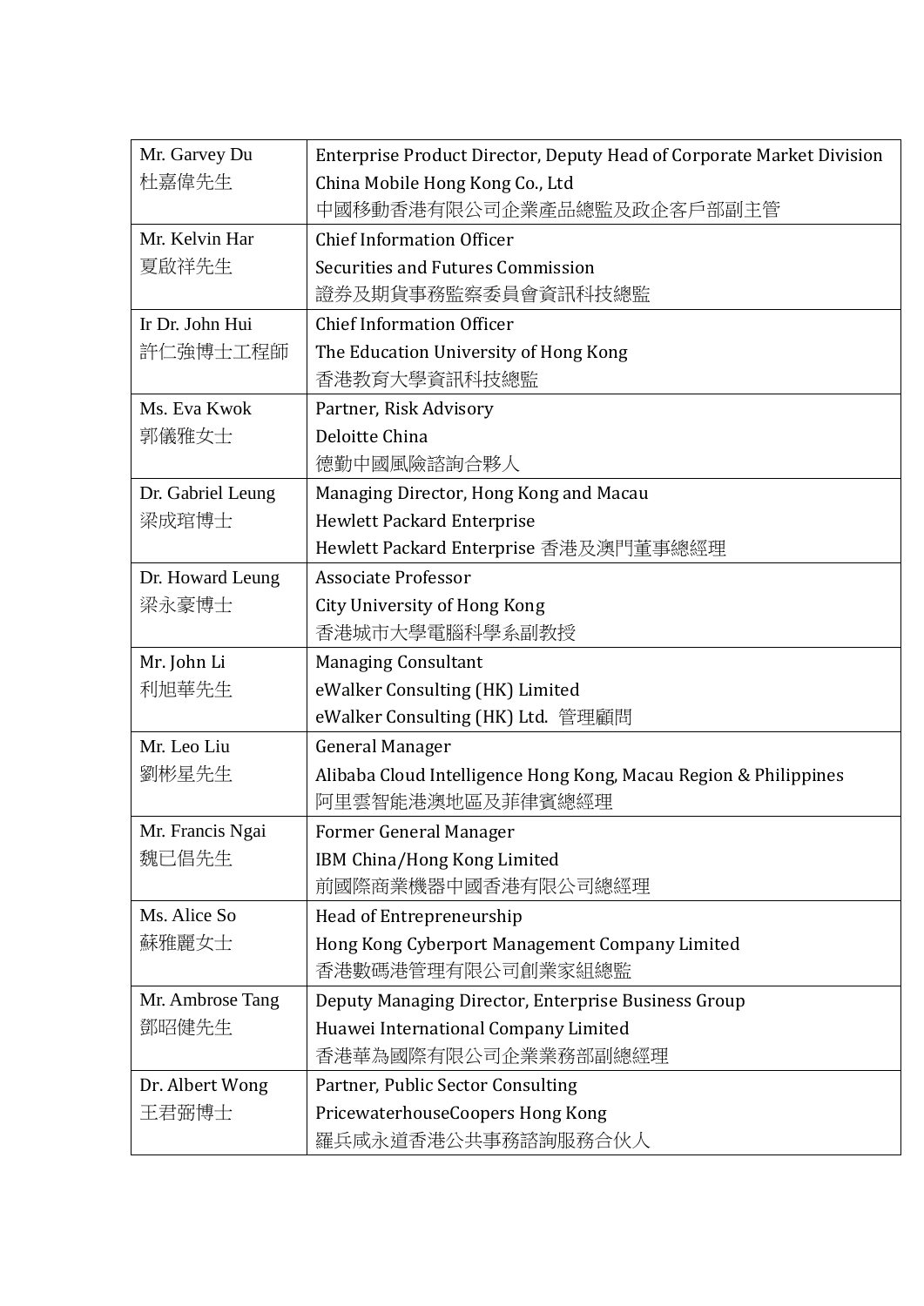| | |
|---|---|
| Mr. Garvey Du<br>杜嘉偉先生 | Enterprise Product Director, Deputy Head of Corporate Market Division<br>China Mobile Hong Kong Co., Ltd<br>中國移動香港有限公司企業產品總監及政企客戶部副主管 |
| Mr. Kelvin Har<br>夏啟祥先生 | Chief Information Officer<br>Securities and Futures Commission<br>證券及期貨事務監察委員會資訊科技總監 |
| Ir Dr. John Hui<br>許仁強博士工程師 | Chief Information Officer<br>The Education University of Hong Kong<br>香港教育大學資訊科技總監 |
| Ms. Eva Kwok<br>郭儀雅女士 | Partner, Risk Advisory<br>Deloitte China<br>德勤中國風險諮詢合夥人 |
| Dr. Gabriel Leung<br>梁成琯博士 | Managing Director, Hong Kong and Macau<br>Hewlett Packard Enterprise<br>Hewlett Packard Enterprise 香港及澳門董事總經理 |
| Dr. Howard Leung<br>梁永豪博士 | Associate Professor<br>City University of Hong Kong<br>香港城市大學電腦科學系副教授 |
| Mr. John Li<br>利旭華先生 | Managing Consultant<br>eWalker Consulting (HK) Limited<br>eWalker Consulting (HK) Ltd. 管理顧問 |
| Mr. Leo Liu<br>劉彬星先生 | General Manager<br>Alibaba Cloud Intelligence Hong Kong, Macau Region & Philippines<br>阿里雲智能港澳地區及菲律賓總經理 |
| Mr. Francis Ngai<br>魏巳倡先生 | Former General Manager<br>IBM China/Hong Kong Limited<br>前國際商業機器中國香港有限公司總經理 |
| Ms. Alice So<br>蘇雅麗女士 | Head of Entrepreneurship<br>Hong Kong Cyberport Management Company Limited<br>香港數碼港管理有限公司創業家組總監 |
| Mr. Ambrose Tang<br>鄧昭健先生 | Deputy Managing Director, Enterprise Business Group<br>Huawei International Company Limited<br>香港華為國際有限公司企業業務部副總經理 |
| Dr. Albert Wong<br>王君簃博士 | Partner, Public Sector Consulting<br>PricewaterhouseCoopers Hong Kong<br>羅兵咸永道香港公共事務諮詢服務合伙人 |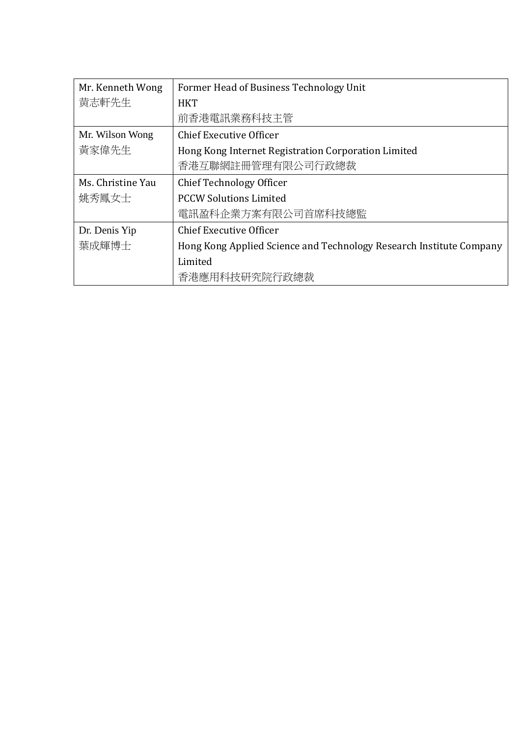| | |
|---|---|
| Mr. Kenneth Wong<br>黃志軒先生 | Former Head of Business Technology Unit<br>HKT<br>前香港電訊業務科技主管 |
| Mr. Wilson Wong<br>黃家偉先生 | Chief Executive Officer<br>Hong Kong Internet Registration Corporation Limited<br>香港互聯網註冊管理有限公司行政總裁 |
| Ms. Christine Yau<br>姚秀鳳女士 | Chief Technology Officer<br>PCCW Solutions Limited<br>電訊盈科企業方案有限公司首席科技總監 |
| Dr. Denis Yip<br>葉成輝博士 | Chief Executive Officer<br>Hong Kong Applied Science and Technology Research Institute Company Limited<br>香港應用科技研究院行政總裁 |